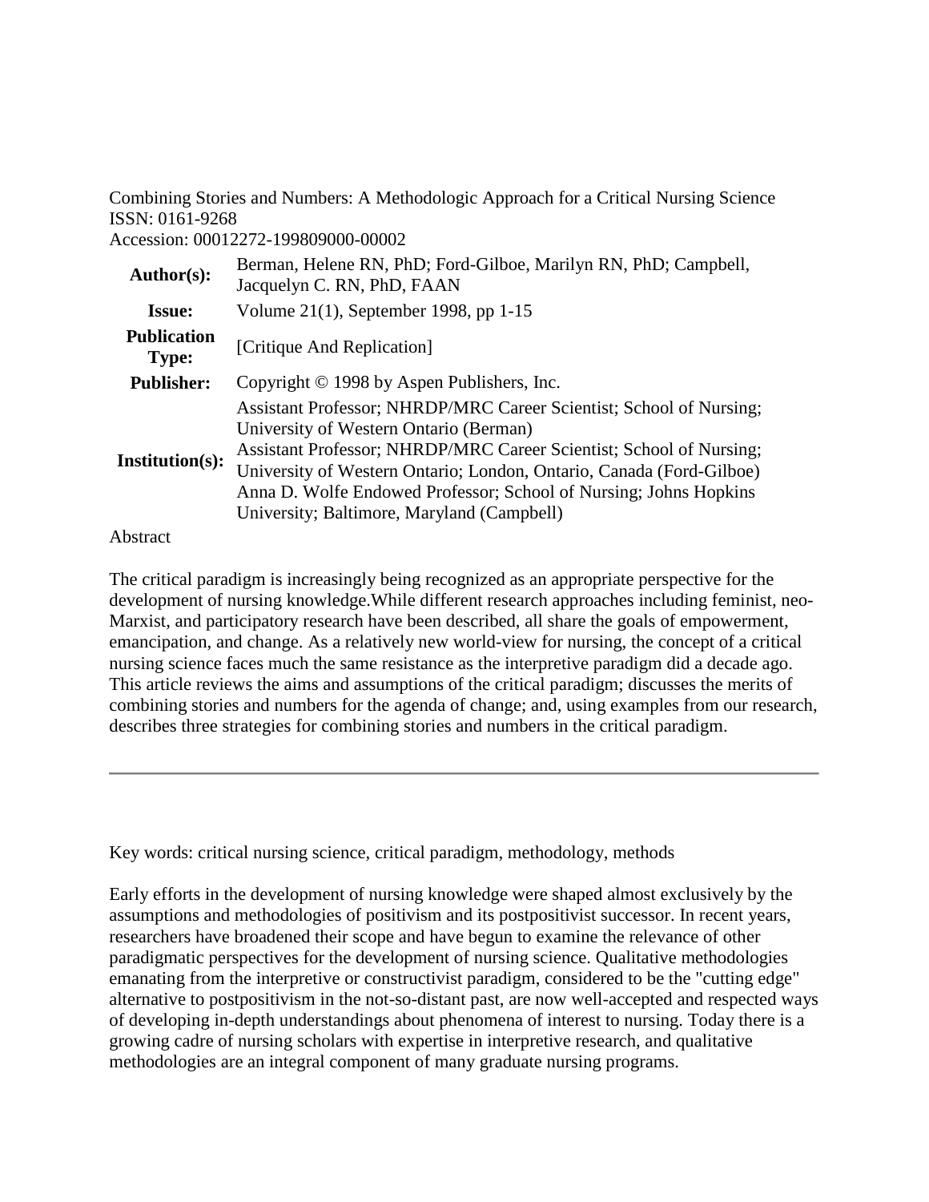# Combining Stories and Numbers: A Methodologic Approach for a Critical Nursing Science

ISSN: 0161-9268
Accession: 00012272-199809000-00002

| | |
|---|---|
| **Author(s):** | Berman, Helene RN, PhD; Ford-Gilboe, Marilyn RN, PhD; Campbell, Jacquelyn C. RN, PhD, FAAN |
| **Issue:** | Volume 21(1), September 1998, pp 1-15 |
| **Publication Type:** | [Critique And Replication] |
| **Publisher:** | Copyright © 1998 by Aspen Publishers, Inc. |
| **Institution(s):** | Assistant Professor; NHRDP/MRC Career Scientist; School of Nursing; University of Western Ontario (Berman)<br>Assistant Professor; NHRDP/MRC Career Scientist; School of Nursing; University of Western Ontario; London, Ontario, Canada (Ford-Gilboe)<br>Anna D. Wolfe Endowed Professor; School of Nursing; Johns Hopkins University; Baltimore, Maryland (Campbell) |

## Abstract

The critical paradigm is increasingly being recognized as an appropriate perspective for the development of nursing knowledge.While different research approaches including feminist, neo-Marxist, and participatory research have been described, all share the goals of empowerment, emancipation, and change. As a relatively new world-view for nursing, the concept of a critical nursing science faces much the same resistance as the interpretive paradigm did a decade ago. This article reviews the aims and assumptions of the critical paradigm; discusses the merits of combining stories and numbers for the agenda of change; and, using examples from our research, describes three strategies for combining stories and numbers in the critical paradigm.

---

Key words: critical nursing science, critical paradigm, methodology, methods

Early efforts in the development of nursing knowledge were shaped almost exclusively by the assumptions and methodologies of positivism and its postpositivist successor. In recent years, researchers have broadened their scope and have begun to examine the relevance of other paradigmatic perspectives for the development of nursing science. Qualitative methodologies emanating from the interpretive or constructivist paradigm, considered to be the "cutting edge" alternative to postpositivism in the not-so-distant past, are now well-accepted and respected ways of developing in-depth understandings about phenomena of interest to nursing. Today there is a growing cadre of nursing scholars with expertise in interpretive research, and qualitative methodologies are an integral component of many graduate nursing programs.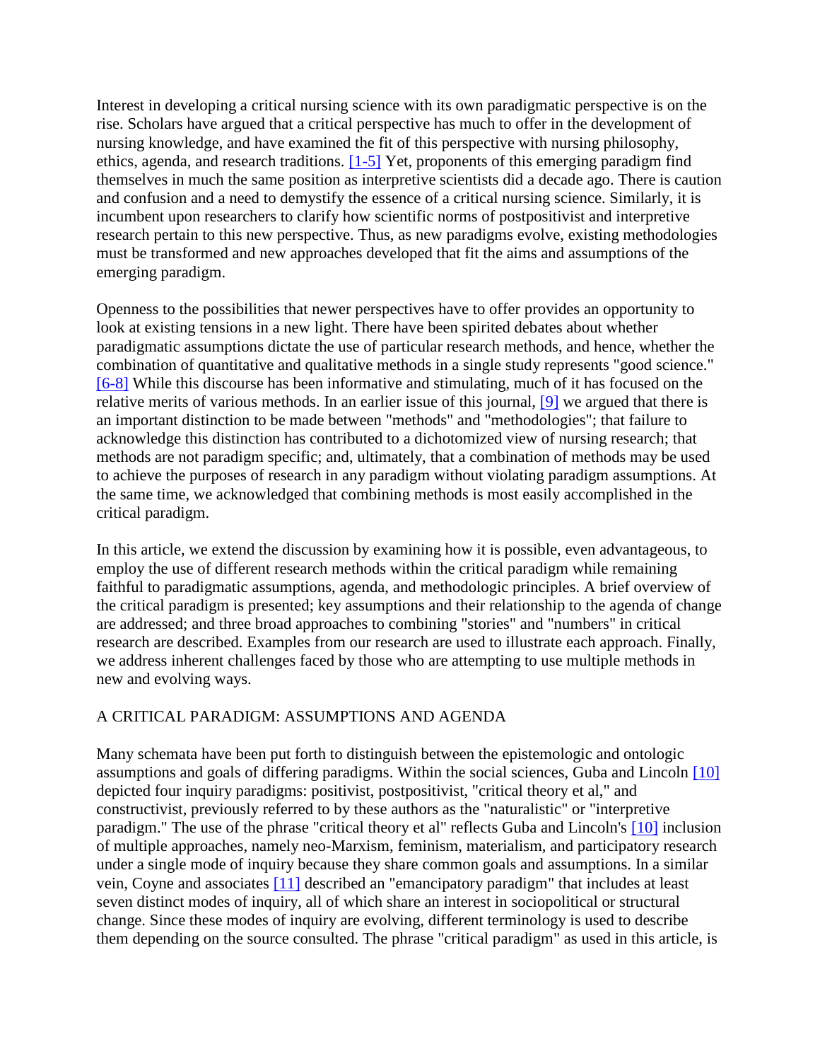Interest in developing a critical nursing science with its own paradigmatic perspective is on the rise. Scholars have argued that a critical perspective has much to offer in the development of nursing knowledge, and have examined the fit of this perspective with nursing philosophy, ethics, agenda, and research traditions. [1-5] Yet, proponents of this emerging paradigm find themselves in much the same position as interpretive scientists did a decade ago. There is caution and confusion and a need to demystify the essence of a critical nursing science. Similarly, it is incumbent upon researchers to clarify how scientific norms of postpositivist and interpretive research pertain to this new perspective. Thus, as new paradigms evolve, existing methodologies must be transformed and new approaches developed that fit the aims and assumptions of the emerging paradigm.

Openness to the possibilities that newer perspectives have to offer provides an opportunity to look at existing tensions in a new light. There have been spirited debates about whether paradigmatic assumptions dictate the use of particular research methods, and hence, whether the combination of quantitative and qualitative methods in a single study represents "good science." [6-8] While this discourse has been informative and stimulating, much of it has focused on the relative merits of various methods. In an earlier issue of this journal, [9] we argued that there is an important distinction to be made between "methods" and "methodologies"; that failure to acknowledge this distinction has contributed to a dichotomized view of nursing research; that methods are not paradigm specific; and, ultimately, that a combination of methods may be used to achieve the purposes of research in any paradigm without violating paradigm assumptions. At the same time, we acknowledged that combining methods is most easily accomplished in the critical paradigm.

In this article, we extend the discussion by examining how it is possible, even advantageous, to employ the use of different research methods within the critical paradigm while remaining faithful to paradigmatic assumptions, agenda, and methodologic principles. A brief overview of the critical paradigm is presented; key assumptions and their relationship to the agenda of change are addressed; and three broad approaches to combining "stories" and "numbers" in critical research are described. Examples from our research are used to illustrate each approach. Finally, we address inherent challenges faced by those who are attempting to use multiple methods in new and evolving ways.

## A CRITICAL PARADIGM: ASSUMPTIONS AND AGENDA

Many schemata have been put forth to distinguish between the epistemologic and ontologic assumptions and goals of differing paradigms. Within the social sciences, Guba and Lincoln [10] depicted four inquiry paradigms: positivist, postpositivist, "critical theory et al," and constructivist, previously referred to by these authors as the "naturalistic" or "interpretive paradigm." The use of the phrase "critical theory et al" reflects Guba and Lincoln's [10] inclusion of multiple approaches, namely neo-Marxism, feminism, materialism, and participatory research under a single mode of inquiry because they share common goals and assumptions. In a similar vein, Coyne and associates [11] described an "emancipatory paradigm" that includes at least seven distinct modes of inquiry, all of which share an interest in sociopolitical or structural change. Since these modes of inquiry are evolving, different terminology is used to describe them depending on the source consulted. The phrase "critical paradigm" as used in this article, is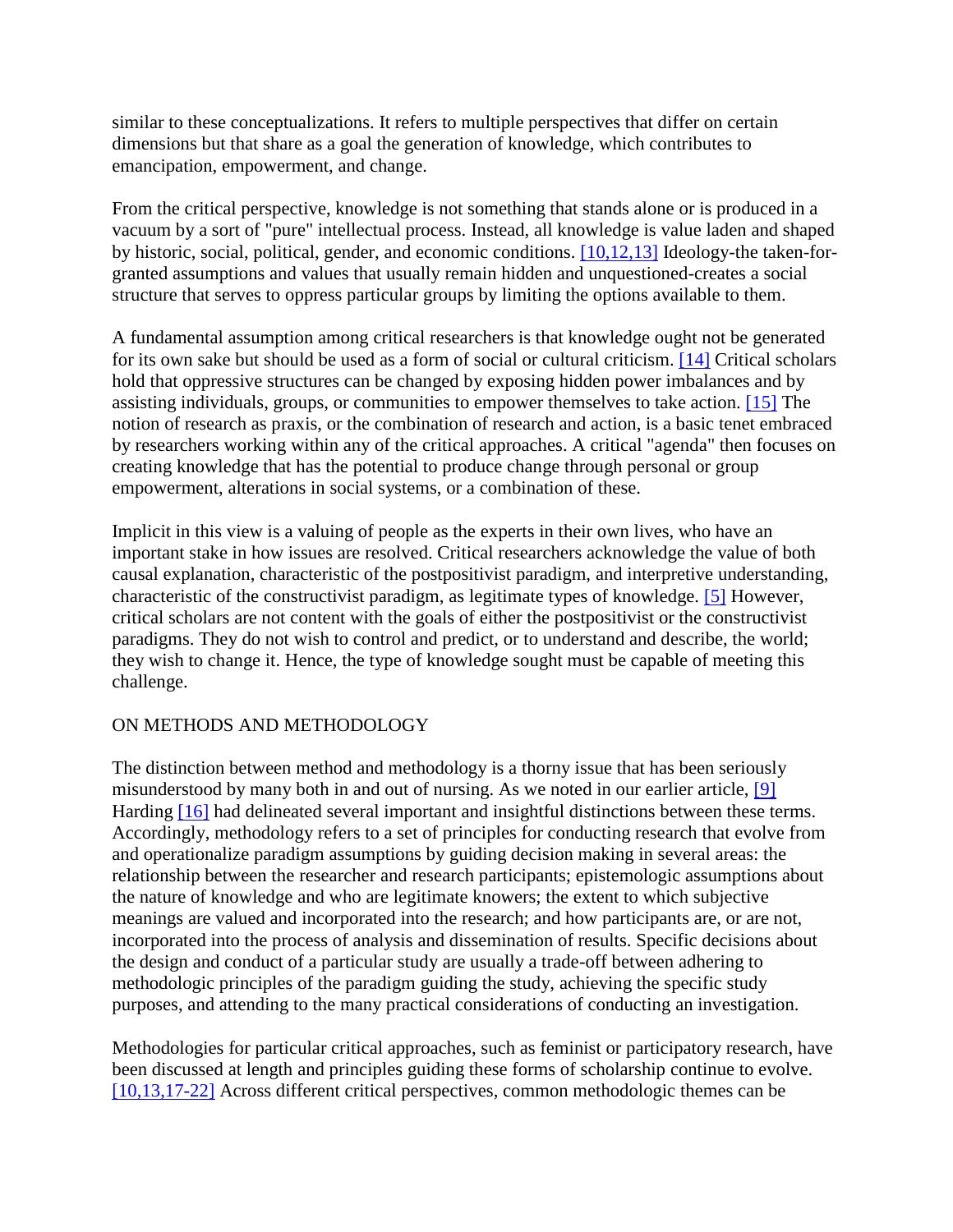similar to these conceptualizations. It refers to multiple perspectives that differ on certain dimensions but that share as a goal the generation of knowledge, which contributes to emancipation, empowerment, and change.

From the critical perspective, knowledge is not something that stands alone or is produced in a vacuum by a sort of "pure" intellectual process. Instead, all knowledge is value laden and shaped by historic, social, political, gender, and economic conditions. [10,12,13] Ideology-the taken-for-granted assumptions and values that usually remain hidden and unquestioned-creates a social structure that serves to oppress particular groups by limiting the options available to them.

A fundamental assumption among critical researchers is that knowledge ought not be generated for its own sake but should be used as a form of social or cultural criticism. [14] Critical scholars hold that oppressive structures can be changed by exposing hidden power imbalances and by assisting individuals, groups, or communities to empower themselves to take action. [15] The notion of research as praxis, or the combination of research and action, is a basic tenet embraced by researchers working within any of the critical approaches. A critical "agenda" then focuses on creating knowledge that has the potential to produce change through personal or group empowerment, alterations in social systems, or a combination of these.

Implicit in this view is a valuing of people as the experts in their own lives, who have an important stake in how issues are resolved. Critical researchers acknowledge the value of both causal explanation, characteristic of the postpositivist paradigm, and interpretive understanding, characteristic of the constructivist paradigm, as legitimate types of knowledge. [5] However, critical scholars are not content with the goals of either the postpositivist or the constructivist paradigms. They do not wish to control and predict, or to understand and describe, the world; they wish to change it. Hence, the type of knowledge sought must be capable of meeting this challenge.

## ON METHODS AND METHODOLOGY

The distinction between method and methodology is a thorny issue that has been seriously misunderstood by many both in and out of nursing. As we noted in our earlier article, [9] Harding [16] had delineated several important and insightful distinctions between these terms. Accordingly, methodology refers to a set of principles for conducting research that evolve from and operationalize paradigm assumptions by guiding decision making in several areas: the relationship between the researcher and research participants; epistemologic assumptions about the nature of knowledge and who are legitimate knowers; the extent to which subjective meanings are valued and incorporated into the research; and how participants are, or are not, incorporated into the process of analysis and dissemination of results. Specific decisions about the design and conduct of a particular study are usually a trade-off between adhering to methodologic principles of the paradigm guiding the study, achieving the specific study purposes, and attending to the many practical considerations of conducting an investigation.

Methodologies for particular critical approaches, such as feminist or participatory research, have been discussed at length and principles guiding these forms of scholarship continue to evolve. [10,13,17-22] Across different critical perspectives, common methodologic themes can be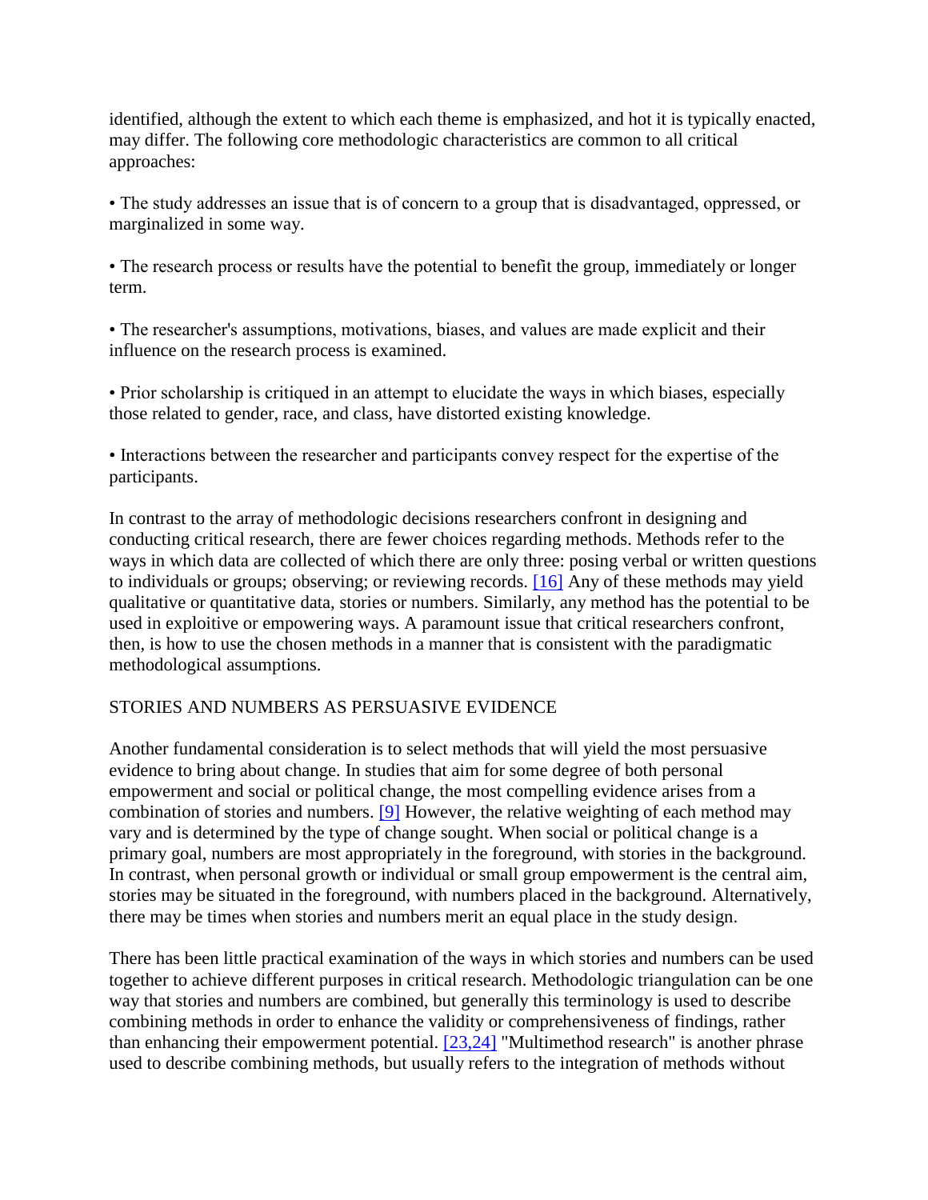identified, although the extent to which each theme is emphasized, and hot it is typically enacted, may differ. The following core methodologic characteristics are common to all critical approaches:

• The study addresses an issue that is of concern to a group that is disadvantaged, oppressed, or marginalized in some way.

• The research process or results have the potential to benefit the group, immediately or longer term.

• The researcher's assumptions, motivations, biases, and values are made explicit and their influence on the research process is examined.

• Prior scholarship is critiqued in an attempt to elucidate the ways in which biases, especially those related to gender, race, and class, have distorted existing knowledge.

• Interactions between the researcher and participants convey respect for the expertise of the participants.

In contrast to the array of methodologic decisions researchers confront in designing and conducting critical research, there are fewer choices regarding methods. Methods refer to the ways in which data are collected of which there are only three: posing verbal or written questions to individuals or groups; observing; or reviewing records. [16] Any of these methods may yield qualitative or quantitative data, stories or numbers. Similarly, any method has the potential to be used in exploitive or empowering ways. A paramount issue that critical researchers confront, then, is how to use the chosen methods in a manner that is consistent with the paradigmatic methodological assumptions.

## STORIES AND NUMBERS AS PERSUASIVE EVIDENCE

Another fundamental consideration is to select methods that will yield the most persuasive evidence to bring about change. In studies that aim for some degree of both personal empowerment and social or political change, the most compelling evidence arises from a combination of stories and numbers. [9] However, the relative weighting of each method may vary and is determined by the type of change sought. When social or political change is a primary goal, numbers are most appropriately in the foreground, with stories in the background. In contrast, when personal growth or individual or small group empowerment is the central aim, stories may be situated in the foreground, with numbers placed in the background. Alternatively, there may be times when stories and numbers merit an equal place in the study design.

There has been little practical examination of the ways in which stories and numbers can be used together to achieve different purposes in critical research. Methodologic triangulation can be one way that stories and numbers are combined, but generally this terminology is used to describe combining methods in order to enhance the validity or comprehensiveness of findings, rather than enhancing their empowerment potential. [23,24] "Multimethod research" is another phrase used to describe combining methods, but usually refers to the integration of methods without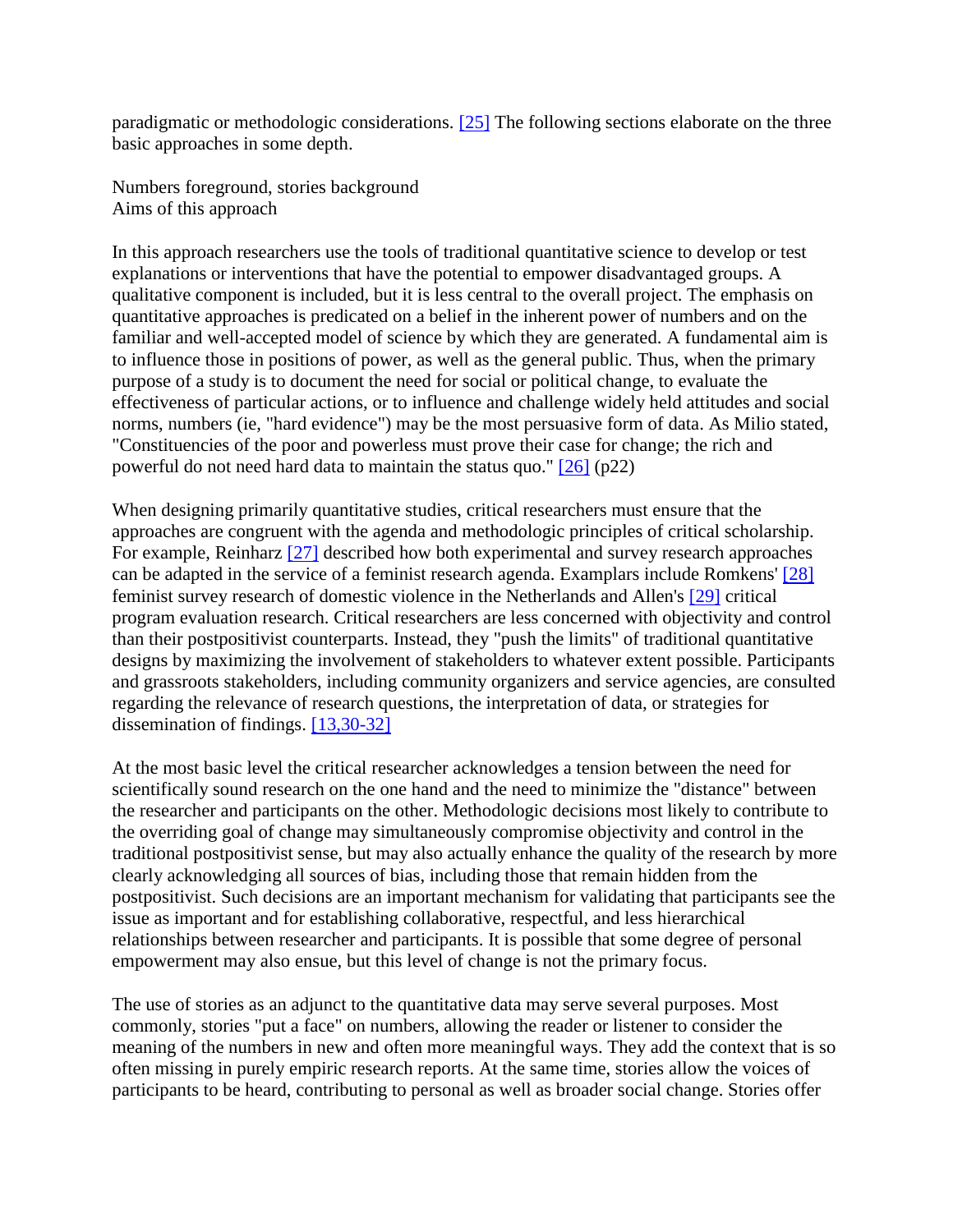paradigmatic or methodologic considerations. [25] The following sections elaborate on the three basic approaches in some depth.

## Numbers foreground, stories background

### Aims of this approach

In this approach researchers use the tools of traditional quantitative science to develop or test explanations or interventions that have the potential to empower disadvantaged groups. A qualitative component is included, but it is less central to the overall project. The emphasis on quantitative approaches is predicated on a belief in the inherent power of numbers and on the familiar and well-accepted model of science by which they are generated. A fundamental aim is to influence those in positions of power, as well as the general public. Thus, when the primary purpose of a study is to document the need for social or political change, to evaluate the effectiveness of particular actions, or to influence and challenge widely held attitudes and social norms, numbers (ie, "hard evidence") may be the most persuasive form of data. As Milio stated, "Constituencies of the poor and powerless must prove their case for change; the rich and powerful do not need hard data to maintain the status quo." [26] (p22)

When designing primarily quantitative studies, critical researchers must ensure that the approaches are congruent with the agenda and methodologic principles of critical scholarship. For example, Reinharz [27] described how both experimental and survey research approaches can be adapted in the service of a feminist research agenda. Examplars include Romkens' [28] feminist survey research of domestic violence in the Netherlands and Allen's [29] critical program evaluation research. Critical researchers are less concerned with objectivity and control than their postpositivist counterparts. Instead, they "push the limits" of traditional quantitative designs by maximizing the involvement of stakeholders to whatever extent possible. Participants and grassroots stakeholders, including community organizers and service agencies, are consulted regarding the relevance of research questions, the interpretation of data, or strategies for dissemination of findings. [13,30-32]

At the most basic level the critical researcher acknowledges a tension between the need for scientifically sound research on the one hand and the need to minimize the "distance" between the researcher and participants on the other. Methodologic decisions most likely to contribute to the overriding goal of change may simultaneously compromise objectivity and control in the traditional postpositivist sense, but may also actually enhance the quality of the research by more clearly acknowledging all sources of bias, including those that remain hidden from the postpositivist. Such decisions are an important mechanism for validating that participants see the issue as important and for establishing collaborative, respectful, and less hierarchical relationships between researcher and participants. It is possible that some degree of personal empowerment may also ensue, but this level of change is not the primary focus.

The use of stories as an adjunct to the quantitative data may serve several purposes. Most commonly, stories "put a face" on numbers, allowing the reader or listener to consider the meaning of the numbers in new and often more meaningful ways. They add the context that is so often missing in purely empiric research reports. At the same time, stories allow the voices of participants to be heard, contributing to personal as well as broader social change. Stories offer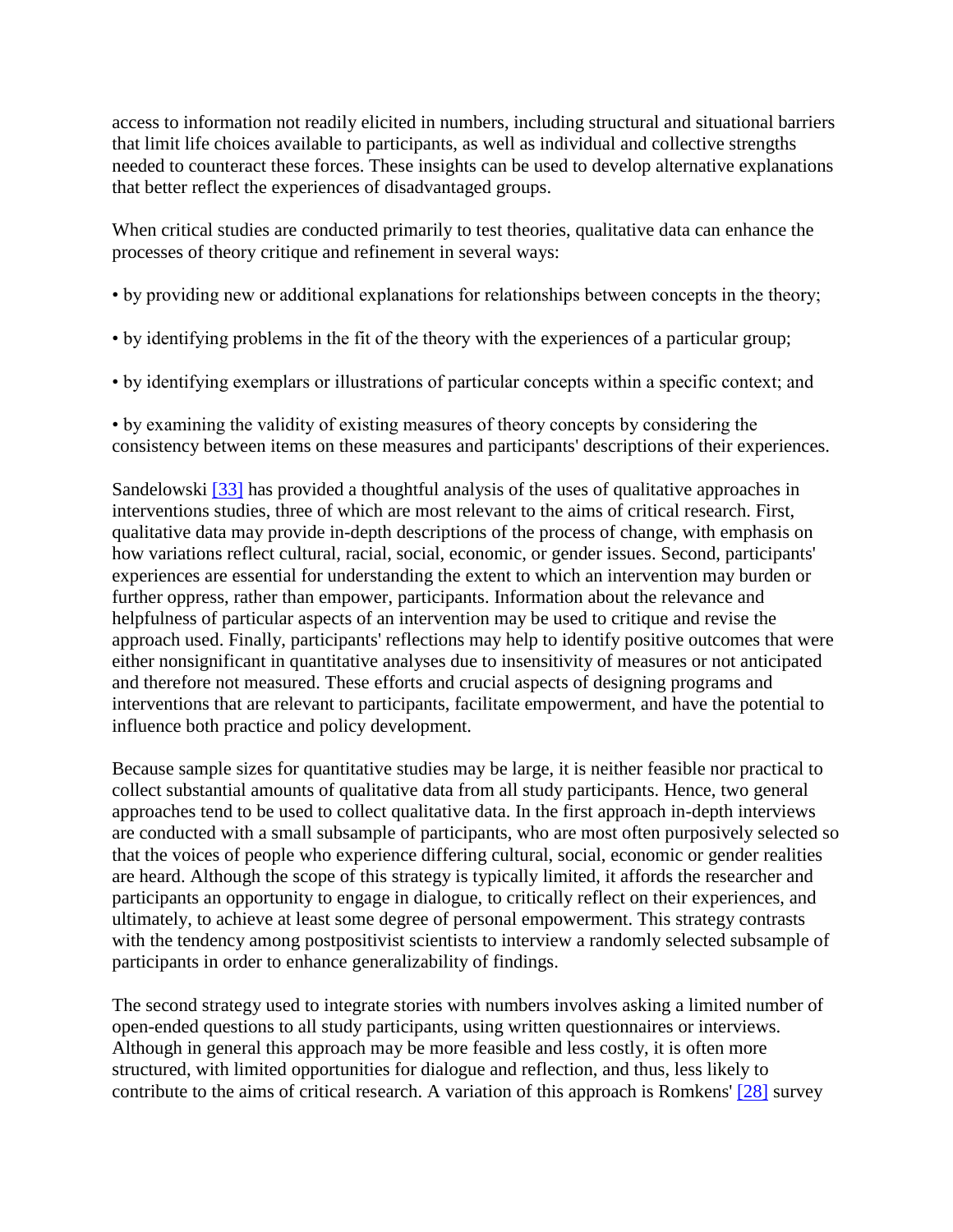access to information not readily elicited in numbers, including structural and situational barriers that limit life choices available to participants, as well as individual and collective strengths needed to counteract these forces. These insights can be used to develop alternative explanations that better reflect the experiences of disadvantaged groups.

When critical studies are conducted primarily to test theories, qualitative data can enhance the processes of theory critique and refinement in several ways:

- by providing new or additional explanations for relationships between concepts in the theory;
- by identifying problems in the fit of the theory with the experiences of a particular group;
- by identifying exemplars or illustrations of particular concepts within a specific context; and
- by examining the validity of existing measures of theory concepts by considering the consistency between items on these measures and participants' descriptions of their experiences.

Sandelowski [33] has provided a thoughtful analysis of the uses of qualitative approaches in interventions studies, three of which are most relevant to the aims of critical research. First, qualitative data may provide in-depth descriptions of the process of change, with emphasis on how variations reflect cultural, racial, social, economic, or gender issues. Second, participants' experiences are essential for understanding the extent to which an intervention may burden or further oppress, rather than empower, participants. Information about the relevance and helpfulness of particular aspects of an intervention may be used to critique and revise the approach used. Finally, participants' reflections may help to identify positive outcomes that were either nonsignificant in quantitative analyses due to insensitivity of measures or not anticipated and therefore not measured. These efforts and crucial aspects of designing programs and interventions that are relevant to participants, facilitate empowerment, and have the potential to influence both practice and policy development.

Because sample sizes for quantitative studies may be large, it is neither feasible nor practical to collect substantial amounts of qualitative data from all study participants. Hence, two general approaches tend to be used to collect qualitative data. In the first approach in-depth interviews are conducted with a small subsample of participants, who are most often purposively selected so that the voices of people who experience differing cultural, social, economic or gender realities are heard. Although the scope of this strategy is typically limited, it affords the researcher and participants an opportunity to engage in dialogue, to critically reflect on their experiences, and ultimately, to achieve at least some degree of personal empowerment. This strategy contrasts with the tendency among postpositivist scientists to interview a randomly selected subsample of participants in order to enhance generalizability of findings.

The second strategy used to integrate stories with numbers involves asking a limited number of open-ended questions to all study participants, using written questionnaires or interviews. Although in general this approach may be more feasible and less costly, it is often more structured, with limited opportunities for dialogue and reflection, and thus, less likely to contribute to the aims of critical research. A variation of this approach is Romkens' [28] survey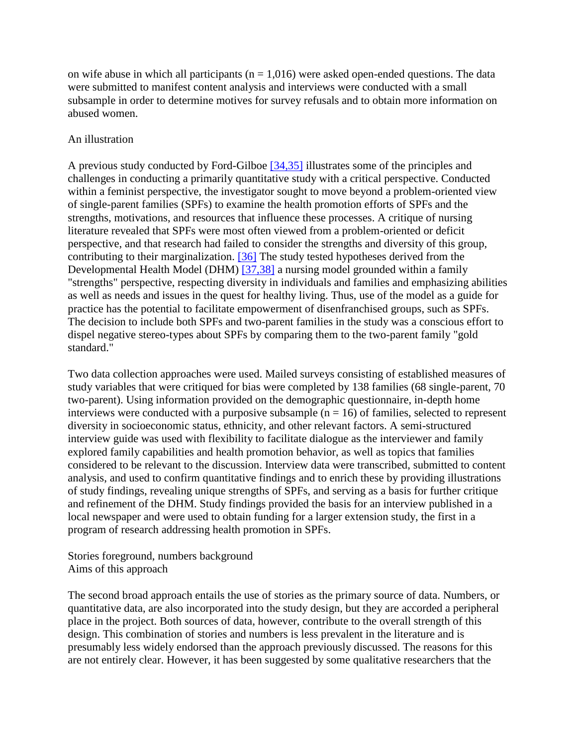on wife abuse in which all participants ($n = 1,016$) were asked open-ended questions. The data were submitted to manifest content analysis and interviews were conducted with a small subsample in order to determine motives for survey refusals and to obtain more information on abused women.

### An illustration

A previous study conducted by Ford-Gilboe [34,35] illustrates some of the principles and challenges in conducting a primarily quantitative study with a critical perspective. Conducted within a feminist perspective, the investigator sought to move beyond a problem-oriented view of single-parent families (SPFs) to examine the health promotion efforts of SPFs and the strengths, motivations, and resources that influence these processes. A critique of nursing literature revealed that SPFs were most often viewed from a problem-oriented or deficit perspective, and that research had failed to consider the strengths and diversity of this group, contributing to their marginalization. [36] The study tested hypotheses derived from the Developmental Health Model (DHM) [37,38] a nursing model grounded within a family "strengths" perspective, respecting diversity in individuals and families and emphasizing abilities as well as needs and issues in the quest for healthy living. Thus, use of the model as a guide for practice has the potential to facilitate empowerment of disenfranchised groups, such as SPFs. The decision to include both SPFs and two-parent families in the study was a conscious effort to dispel negative stereo-types about SPFs by comparing them to the two-parent family "gold standard."

Two data collection approaches were used. Mailed surveys consisting of established measures of study variables that were critiqued for bias were completed by 138 families (68 single-parent, 70 two-parent). Using information provided on the demographic questionnaire, in-depth home interviews were conducted with a purposive subsample ($n = 16$) of families, selected to represent diversity in socioeconomic status, ethnicity, and other relevant factors. A semi-structured interview guide was used with flexibility to facilitate dialogue as the interviewer and family explored family capabilities and health promotion behavior, as well as topics that families considered to be relevant to the discussion. Interview data were transcribed, submitted to content analysis, and used to confirm quantitative findings and to enrich these by providing illustrations of study findings, revealing unique strengths of SPFs, and serving as a basis for further critique and refinement of the DHM. Study findings provided the basis for an interview published in a local newspaper and were used to obtain funding for a larger extension study, the first in a program of research addressing health promotion in SPFs.

## Stories foreground, numbers background

### Aims of this approach

The second broad approach entails the use of stories as the primary source of data. Numbers, or quantitative data, are also incorporated into the study design, but they are accorded a peripheral place in the project. Both sources of data, however, contribute to the overall strength of this design. This combination of stories and numbers is less prevalent in the literature and is presumably less widely endorsed than the approach previously discussed. The reasons for this are not entirely clear. However, it has been suggested by some qualitative researchers that the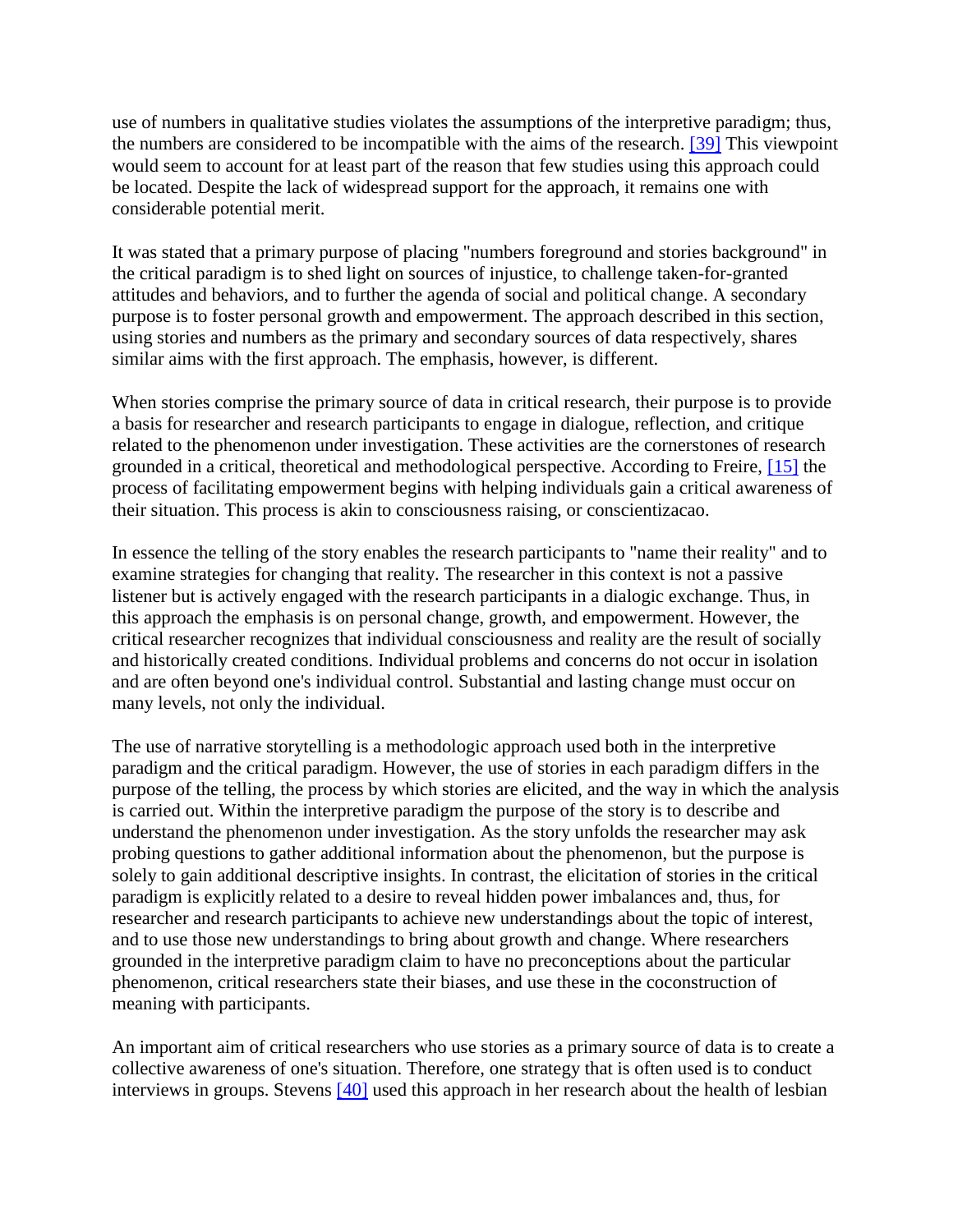use of numbers in qualitative studies violates the assumptions of the interpretive paradigm; thus, the numbers are considered to be incompatible with the aims of the research. [39] This viewpoint would seem to account for at least part of the reason that few studies using this approach could be located. Despite the lack of widespread support for the approach, it remains one with considerable potential merit.

It was stated that a primary purpose of placing "numbers foreground and stories background" in the critical paradigm is to shed light on sources of injustice, to challenge taken-for-granted attitudes and behaviors, and to further the agenda of social and political change. A secondary purpose is to foster personal growth and empowerment. The approach described in this section, using stories and numbers as the primary and secondary sources of data respectively, shares similar aims with the first approach. The emphasis, however, is different.

When stories comprise the primary source of data in critical research, their purpose is to provide a basis for researcher and research participants to engage in dialogue, reflection, and critique related to the phenomenon under investigation. These activities are the cornerstones of research grounded in a critical, theoretical and methodological perspective. According to Freire, [15] the process of facilitating empowerment begins with helping individuals gain a critical awareness of their situation. This process is akin to consciousness raising, or conscientizacao.

In essence the telling of the story enables the research participants to "name their reality" and to examine strategies for changing that reality. The researcher in this context is not a passive listener but is actively engaged with the research participants in a dialogic exchange. Thus, in this approach the emphasis is on personal change, growth, and empowerment. However, the critical researcher recognizes that individual consciousness and reality are the result of socially and historically created conditions. Individual problems and concerns do not occur in isolation and are often beyond one's individual control. Substantial and lasting change must occur on many levels, not only the individual.

The use of narrative storytelling is a methodologic approach used both in the interpretive paradigm and the critical paradigm. However, the use of stories in each paradigm differs in the purpose of the telling, the process by which stories are elicited, and the way in which the analysis is carried out. Within the interpretive paradigm the purpose of the story is to describe and understand the phenomenon under investigation. As the story unfolds the researcher may ask probing questions to gather additional information about the phenomenon, but the purpose is solely to gain additional descriptive insights. In contrast, the elicitation of stories in the critical paradigm is explicitly related to a desire to reveal hidden power imbalances and, thus, for researcher and research participants to achieve new understandings about the topic of interest, and to use those new understandings to bring about growth and change. Where researchers grounded in the interpretive paradigm claim to have no preconceptions about the particular phenomenon, critical researchers state their biases, and use these in the coconstruction of meaning with participants.

An important aim of critical researchers who use stories as a primary source of data is to create a collective awareness of one's situation. Therefore, one strategy that is often used is to conduct interviews in groups. Stevens [40] used this approach in her research about the health of lesbian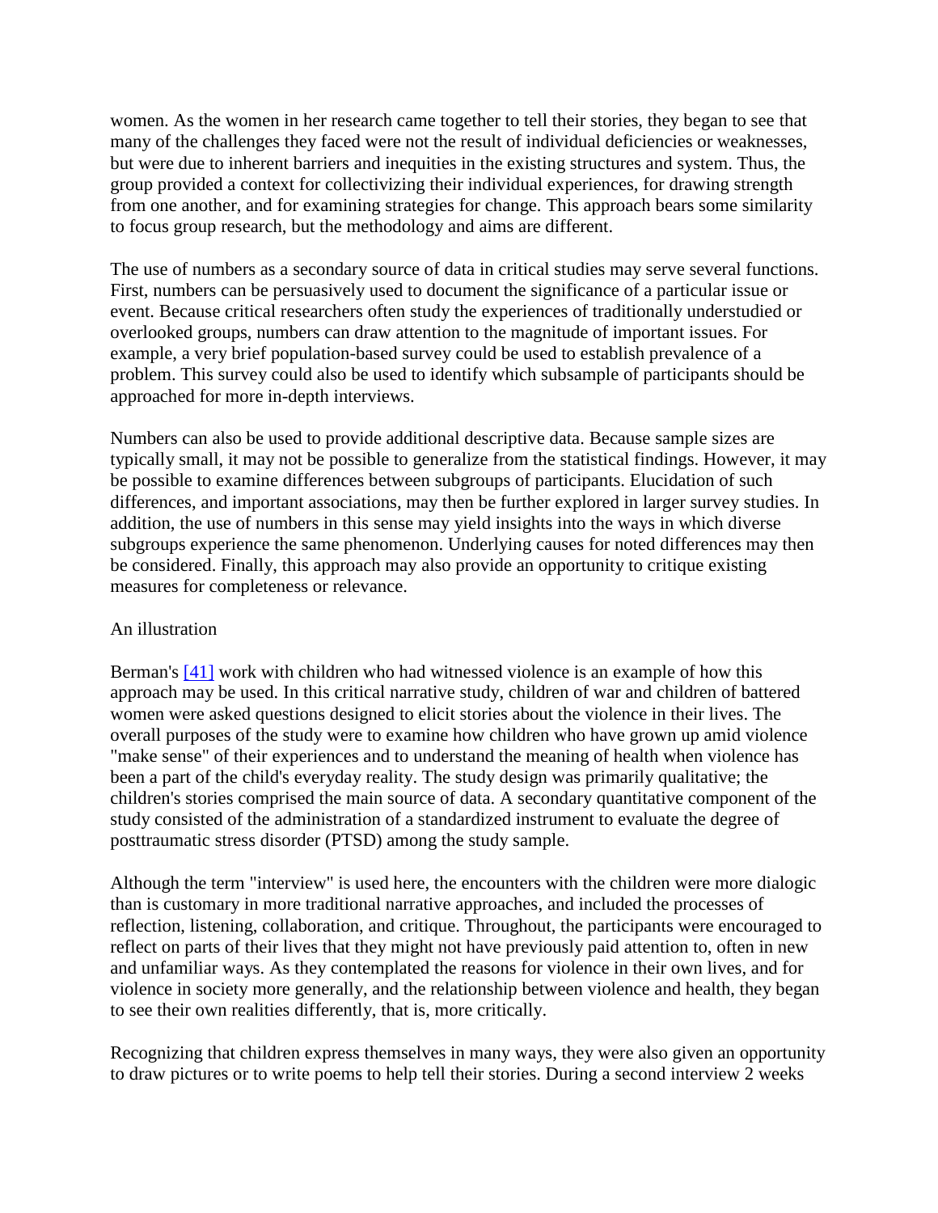women. As the women in her research came together to tell their stories, they began to see that many of the challenges they faced were not the result of individual deficiencies or weaknesses, but were due to inherent barriers and inequities in the existing structures and system. Thus, the group provided a context for collectivizing their individual experiences, for drawing strength from one another, and for examining strategies for change. This approach bears some similarity to focus group research, but the methodology and aims are different.

The use of numbers as a secondary source of data in critical studies may serve several functions. First, numbers can be persuasively used to document the significance of a particular issue or event. Because critical researchers often study the experiences of traditionally understudied or overlooked groups, numbers can draw attention to the magnitude of important issues. For example, a very brief population-based survey could be used to establish prevalence of a problem. This survey could also be used to identify which subsample of participants should be approached for more in-depth interviews.

Numbers can also be used to provide additional descriptive data. Because sample sizes are typically small, it may not be possible to generalize from the statistical findings. However, it may be possible to examine differences between subgroups of participants. Elucidation of such differences, and important associations, may then be further explored in larger survey studies. In addition, the use of numbers in this sense may yield insights into the ways in which diverse subgroups experience the same phenomenon. Underlying causes for noted differences may then be considered. Finally, this approach may also provide an opportunity to critique existing measures for completeness or relevance.

An illustration

Berman's [41] work with children who had witnessed violence is an example of how this approach may be used. In this critical narrative study, children of war and children of battered women were asked questions designed to elicit stories about the violence in their lives. The overall purposes of the study were to examine how children who have grown up amid violence "make sense" of their experiences and to understand the meaning of health when violence has been a part of the child's everyday reality. The study design was primarily qualitative; the children's stories comprised the main source of data. A secondary quantitative component of the study consisted of the administration of a standardized instrument to evaluate the degree of posttraumatic stress disorder (PTSD) among the study sample.

Although the term "interview" is used here, the encounters with the children were more dialogic than is customary in more traditional narrative approaches, and included the processes of reflection, listening, collaboration, and critique. Throughout, the participants were encouraged to reflect on parts of their lives that they might not have previously paid attention to, often in new and unfamiliar ways. As they contemplated the reasons for violence in their own lives, and for violence in society more generally, and the relationship between violence and health, they began to see their own realities differently, that is, more critically.

Recognizing that children express themselves in many ways, they were also given an opportunity to draw pictures or to write poems to help tell their stories. During a second interview 2 weeks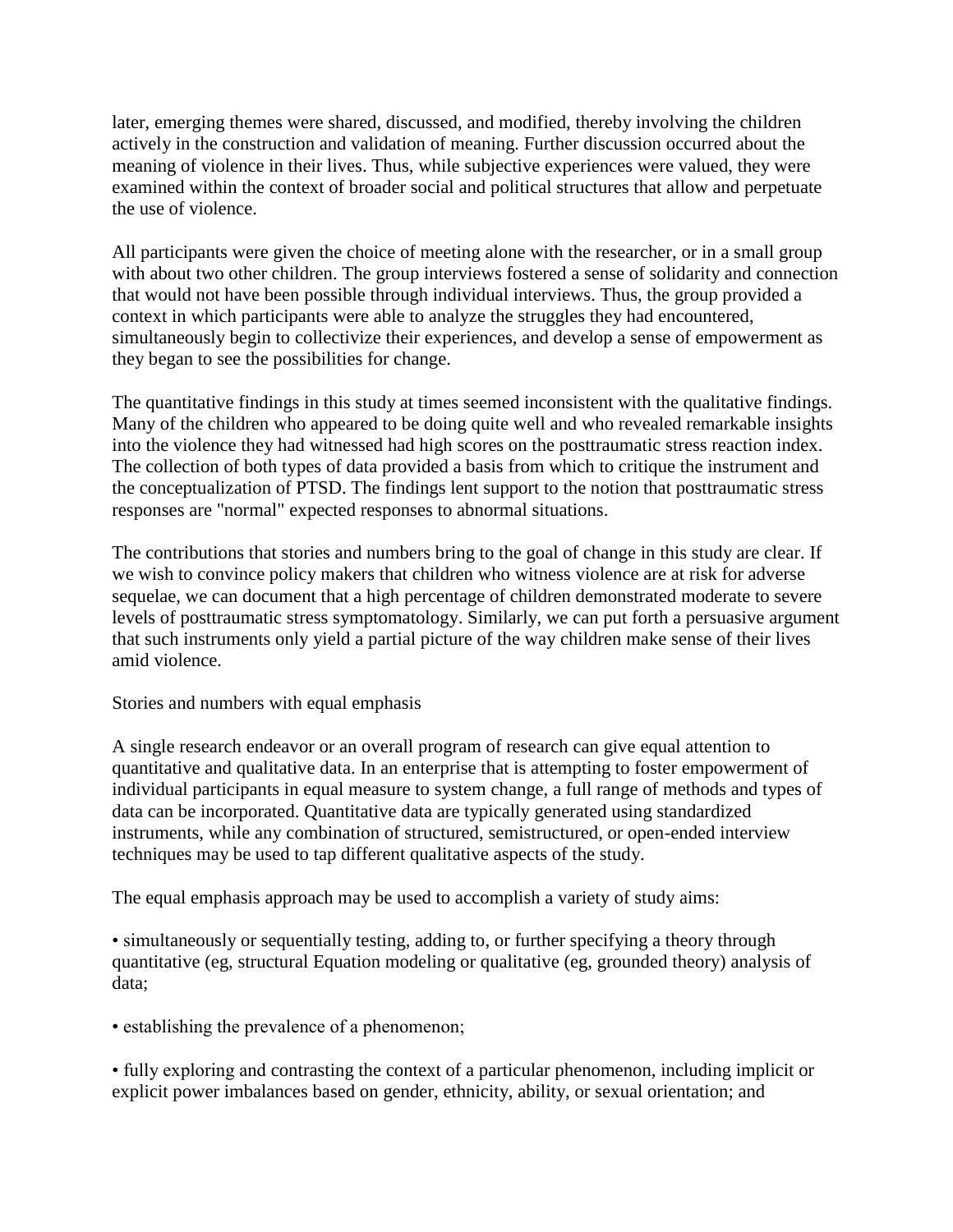later, emerging themes were shared, discussed, and modified, thereby involving the children actively in the construction and validation of meaning. Further discussion occurred about the meaning of violence in their lives. Thus, while subjective experiences were valued, they were examined within the context of broader social and political structures that allow and perpetuate the use of violence.

All participants were given the choice of meeting alone with the researcher, or in a small group with about two other children. The group interviews fostered a sense of solidarity and connection that would not have been possible through individual interviews. Thus, the group provided a context in which participants were able to analyze the struggles they had encountered, simultaneously begin to collectivize their experiences, and develop a sense of empowerment as they began to see the possibilities for change.

The quantitative findings in this study at times seemed inconsistent with the qualitative findings. Many of the children who appeared to be doing quite well and who revealed remarkable insights into the violence they had witnessed had high scores on the posttraumatic stress reaction index. The collection of both types of data provided a basis from which to critique the instrument and the conceptualization of PTSD. The findings lent support to the notion that posttraumatic stress responses are "normal" expected responses to abnormal situations.

The contributions that stories and numbers bring to the goal of change in this study are clear. If we wish to convince policy makers that children who witness violence are at risk for adverse sequelae, we can document that a high percentage of children demonstrated moderate to severe levels of posttraumatic stress symptomatology. Similarly, we can put forth a persuasive argument that such instruments only yield a partial picture of the way children make sense of their lives amid violence.

## Stories and numbers with equal emphasis

A single research endeavor or an overall program of research can give equal attention to quantitative and qualitative data. In an enterprise that is attempting to foster empowerment of individual participants in equal measure to system change, a full range of methods and types of data can be incorporated. Quantitative data are typically generated using standardized instruments, while any combination of structured, semistructured, or open-ended interview techniques may be used to tap different qualitative aspects of the study.

The equal emphasis approach may be used to accomplish a variety of study aims:

- simultaneously or sequentially testing, adding to, or further specifying a theory through quantitative (eg, structural Equation modeling or qualitative (eg, grounded theory) analysis of data;
- establishing the prevalence of a phenomenon;
- fully exploring and contrasting the context of a particular phenomenon, including implicit or explicit power imbalances based on gender, ethnicity, ability, or sexual orientation; and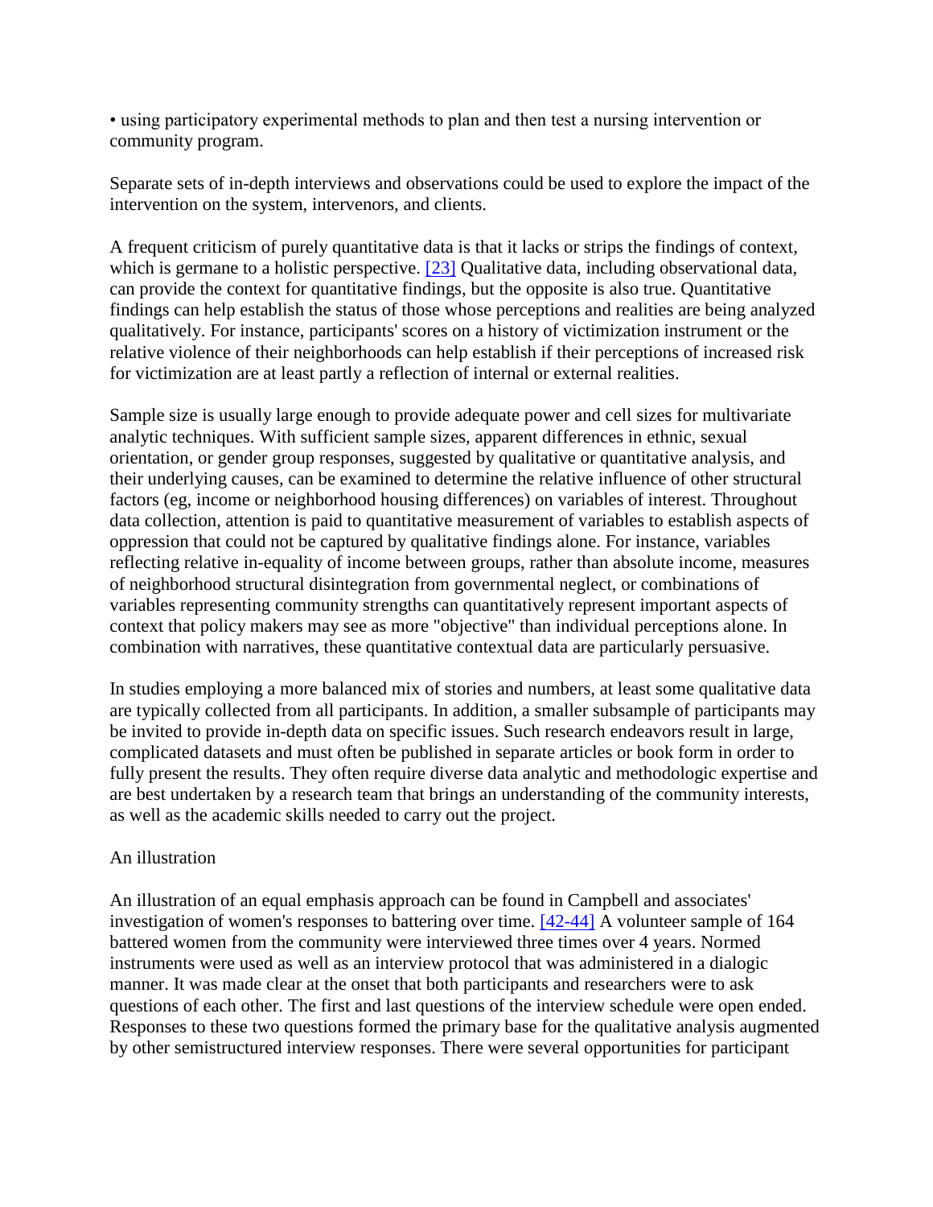- using participatory experimental methods to plan and then test a nursing intervention or community program.

Separate sets of in-depth interviews and observations could be used to explore the impact of the intervention on the system, intervenors, and clients.

A frequent criticism of purely quantitative data is that it lacks or strips the findings of context, which is germane to a holistic perspective. [23] Qualitative data, including observational data, can provide the context for quantitative findings, but the opposite is also true. Quantitative findings can help establish the status of those whose perceptions and realities are being analyzed qualitatively. For instance, participants' scores on a history of victimization instrument or the relative violence of their neighborhoods can help establish if their perceptions of increased risk for victimization are at least partly a reflection of internal or external realities.

Sample size is usually large enough to provide adequate power and cell sizes for multivariate analytic techniques. With sufficient sample sizes, apparent differences in ethnic, sexual orientation, or gender group responses, suggested by qualitative or quantitative analysis, and their underlying causes, can be examined to determine the relative influence of other structural factors (eg, income or neighborhood housing differences) on variables of interest. Throughout data collection, attention is paid to quantitative measurement of variables to establish aspects of oppression that could not be captured by qualitative findings alone. For instance, variables reflecting relative in-equality of income between groups, rather than absolute income, measures of neighborhood structural disintegration from governmental neglect, or combinations of variables representing community strengths can quantitatively represent important aspects of context that policy makers may see as more "objective" than individual perceptions alone. In combination with narratives, these quantitative contextual data are particularly persuasive.

In studies employing a more balanced mix of stories and numbers, at least some qualitative data are typically collected from all participants. In addition, a smaller subsample of participants may be invited to provide in-depth data on specific issues. Such research endeavors result in large, complicated datasets and must often be published in separate articles or book form in order to fully present the results. They often require diverse data analytic and methodologic expertise and are best undertaken by a research team that brings an understanding of the community interests, as well as the academic skills needed to carry out the project.

An illustration

An illustration of an equal emphasis approach can be found in Campbell and associates' investigation of women's responses to battering over time. [42-44] A volunteer sample of 164 battered women from the community were interviewed three times over 4 years. Normed instruments were used as well as an interview protocol that was administered in a dialogic manner. It was made clear at the onset that both participants and researchers were to ask questions of each other. The first and last questions of the interview schedule were open ended. Responses to these two questions formed the primary base for the qualitative analysis augmented by other semistructured interview responses. There were several opportunities for participant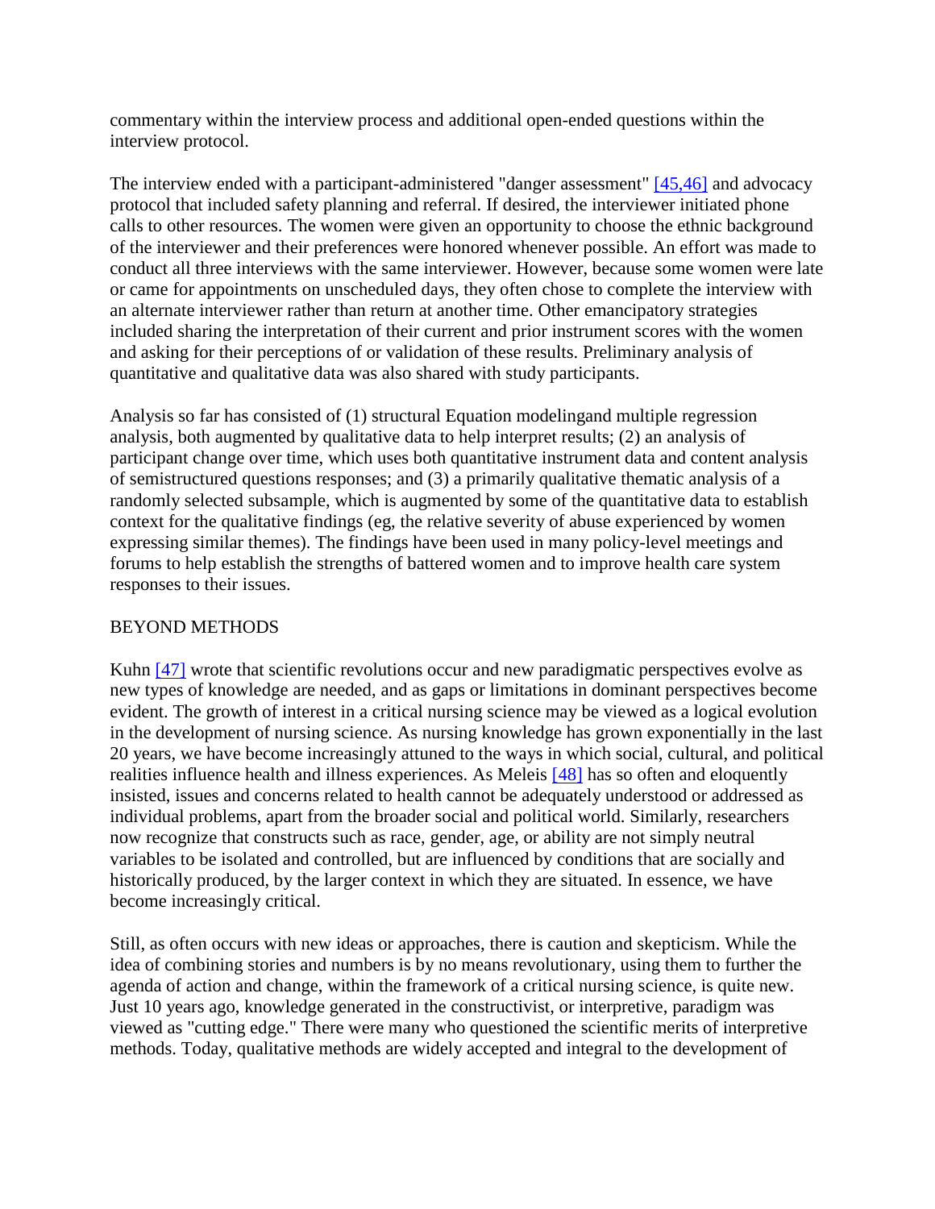commentary within the interview process and additional open-ended questions within the interview protocol.

The interview ended with a participant-administered "danger assessment" [45,46] and advocacy protocol that included safety planning and referral. If desired, the interviewer initiated phone calls to other resources. The women were given an opportunity to choose the ethnic background of the interviewer and their preferences were honored whenever possible. An effort was made to conduct all three interviews with the same interviewer. However, because some women were late or came for appointments on unscheduled days, they often chose to complete the interview with an alternate interviewer rather than return at another time. Other emancipatory strategies included sharing the interpretation of their current and prior instrument scores with the women and asking for their perceptions of or validation of these results. Preliminary analysis of quantitative and qualitative data was also shared with study participants.

Analysis so far has consisted of (1) structural Equation modelingand multiple regression analysis, both augmented by qualitative data to help interpret results; (2) an analysis of participant change over time, which uses both quantitative instrument data and content analysis of semistructured questions responses; and (3) a primarily qualitative thematic analysis of a randomly selected subsample, which is augmented by some of the quantitative data to establish context for the qualitative findings (eg, the relative severity of abuse experienced by women expressing similar themes). The findings have been used in many policy-level meetings and forums to help establish the strengths of battered women and to improve health care system responses to their issues.

## BEYOND METHODS

Kuhn [47] wrote that scientific revolutions occur and new paradigmatic perspectives evolve as new types of knowledge are needed, and as gaps or limitations in dominant perspectives become evident. The growth of interest in a critical nursing science may be viewed as a logical evolution in the development of nursing science. As nursing knowledge has grown exponentially in the last 20 years, we have become increasingly attuned to the ways in which social, cultural, and political realities influence health and illness experiences. As Meleis [48] has so often and eloquently insisted, issues and concerns related to health cannot be adequately understood or addressed as individual problems, apart from the broader social and political world. Similarly, researchers now recognize that constructs such as race, gender, age, or ability are not simply neutral variables to be isolated and controlled, but are influenced by conditions that are socially and historically produced, by the larger context in which they are situated. In essence, we have become increasingly critical.

Still, as often occurs with new ideas or approaches, there is caution and skepticism. While the idea of combining stories and numbers is by no means revolutionary, using them to further the agenda of action and change, within the framework of a critical nursing science, is quite new. Just 10 years ago, knowledge generated in the constructivist, or interpretive, paradigm was viewed as "cutting edge." There were many who questioned the scientific merits of interpretive methods. Today, qualitative methods are widely accepted and integral to the development of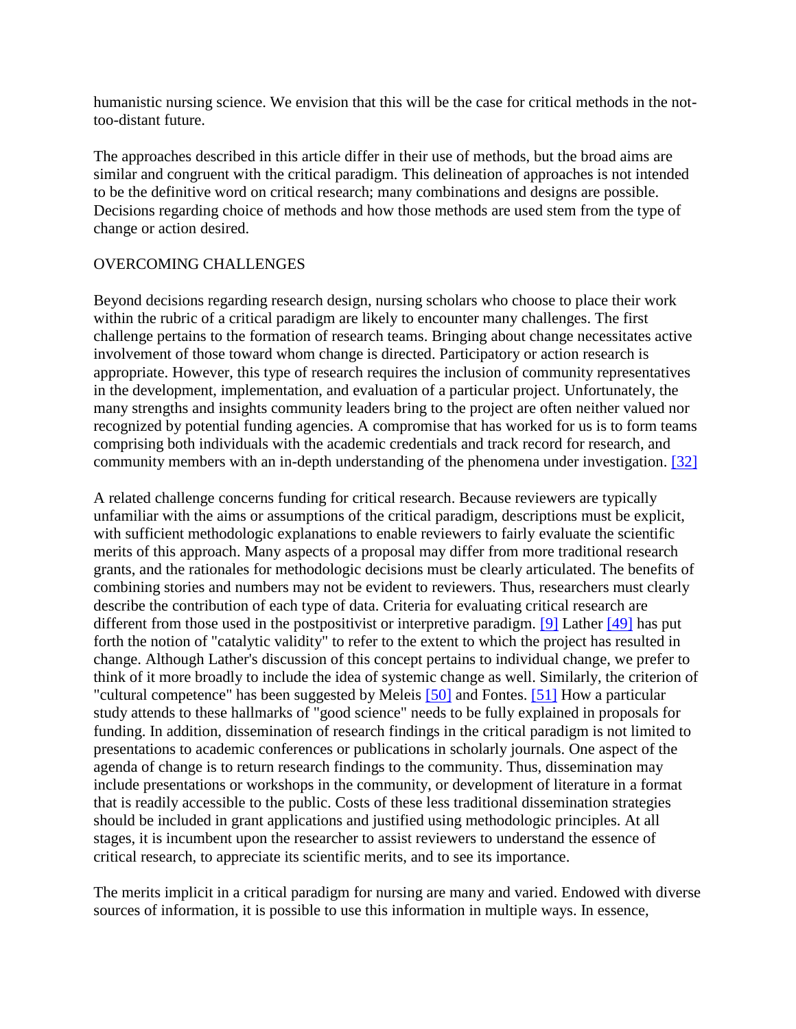humanistic nursing science. We envision that this will be the case for critical methods in the not-too-distant future.

The approaches described in this article differ in their use of methods, but the broad aims are similar and congruent with the critical paradigm. This delineation of approaches is not intended to be the definitive word on critical research; many combinations and designs are possible. Decisions regarding choice of methods and how those methods are used stem from the type of change or action desired.

## OVERCOMING CHALLENGES

Beyond decisions regarding research design, nursing scholars who choose to place their work within the rubric of a critical paradigm are likely to encounter many challenges. The first challenge pertains to the formation of research teams. Bringing about change necessitates active involvement of those toward whom change is directed. Participatory or action research is appropriate. However, this type of research requires the inclusion of community representatives in the development, implementation, and evaluation of a particular project. Unfortunately, the many strengths and insights community leaders bring to the project are often neither valued nor recognized by potential funding agencies. A compromise that has worked for us is to form teams comprising both individuals with the academic credentials and track record for research, and community members with an in-depth understanding of the phenomena under investigation. [32]

A related challenge concerns funding for critical research. Because reviewers are typically unfamiliar with the aims or assumptions of the critical paradigm, descriptions must be explicit, with sufficient methodologic explanations to enable reviewers to fairly evaluate the scientific merits of this approach. Many aspects of a proposal may differ from more traditional research grants, and the rationales for methodologic decisions must be clearly articulated. The benefits of combining stories and numbers may not be evident to reviewers. Thus, researchers must clearly describe the contribution of each type of data. Criteria for evaluating critical research are different from those used in the postpositivist or interpretive paradigm. [9] Lather [49] has put forth the notion of "catalytic validity" to refer to the extent to which the project has resulted in change. Although Lather's discussion of this concept pertains to individual change, we prefer to think of it more broadly to include the idea of systemic change as well. Similarly, the criterion of "cultural competence" has been suggested by Meleis [50] and Fontes. [51] How a particular study attends to these hallmarks of "good science" needs to be fully explained in proposals for funding. In addition, dissemination of research findings in the critical paradigm is not limited to presentations to academic conferences or publications in scholarly journals. One aspect of the agenda of change is to return research findings to the community. Thus, dissemination may include presentations or workshops in the community, or development of literature in a format that is readily accessible to the public. Costs of these less traditional dissemination strategies should be included in grant applications and justified using methodologic principles. At all stages, it is incumbent upon the researcher to assist reviewers to understand the essence of critical research, to appreciate its scientific merits, and to see its importance.

The merits implicit in a critical paradigm for nursing are many and varied. Endowed with diverse sources of information, it is possible to use this information in multiple ways. In essence,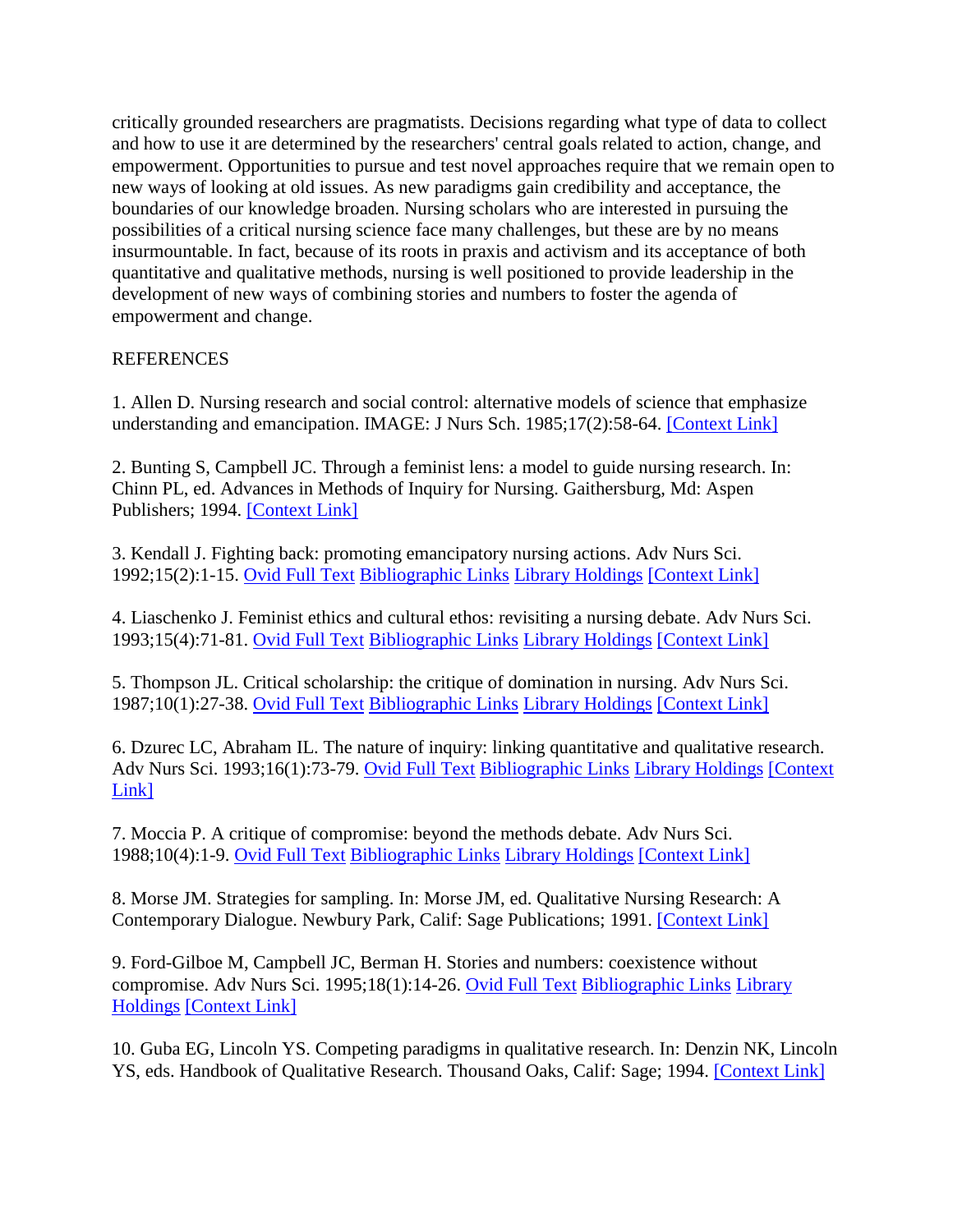critically grounded researchers are pragmatists. Decisions regarding what type of data to collect and how to use it are determined by the researchers' central goals related to action, change, and empowerment. Opportunities to pursue and test novel approaches require that we remain open to new ways of looking at old issues. As new paradigms gain credibility and acceptance, the boundaries of our knowledge broaden. Nursing scholars who are interested in pursuing the possibilities of a critical nursing science face many challenges, but these are by no means insurmountable. In fact, because of its roots in praxis and activism and its acceptance of both quantitative and qualitative methods, nursing is well positioned to provide leadership in the development of new ways of combining stories and numbers to foster the agenda of empowerment and change.

## REFERENCES

1. Allen D. Nursing research and social control: alternative models of science that emphasize understanding and emancipation. IMAGE: J Nurs Sch. 1985;17(2):58-64. [Context Link]

2. Bunting S, Campbell JC. Through a feminist lens: a model to guide nursing research. In: Chinn PL, ed. Advances in Methods of Inquiry for Nursing. Gaithersburg, Md: Aspen Publishers; 1994. [Context Link]

3. Kendall J. Fighting back: promoting emancipatory nursing actions. Adv Nurs Sci. 1992;15(2):1-15. Ovid Full Text Bibliographic Links Library Holdings [Context Link]

4. Liaschenko J. Feminist ethics and cultural ethos: revisiting a nursing debate. Adv Nurs Sci. 1993;15(4):71-81. Ovid Full Text Bibliographic Links Library Holdings [Context Link]

5. Thompson JL. Critical scholarship: the critique of domination in nursing. Adv Nurs Sci. 1987;10(1):27-38. Ovid Full Text Bibliographic Links Library Holdings [Context Link]

6. Dzurec LC, Abraham IL. The nature of inquiry: linking quantitative and qualitative research. Adv Nurs Sci. 1993;16(1):73-79. Ovid Full Text Bibliographic Links Library Holdings [Context Link]

7. Moccia P. A critique of compromise: beyond the methods debate. Adv Nurs Sci. 1988;10(4):1-9. Ovid Full Text Bibliographic Links Library Holdings [Context Link]

8. Morse JM. Strategies for sampling. In: Morse JM, ed. Qualitative Nursing Research: A Contemporary Dialogue. Newbury Park, Calif: Sage Publications; 1991. [Context Link]

9. Ford-Gilboe M, Campbell JC, Berman H. Stories and numbers: coexistence without compromise. Adv Nurs Sci. 1995;18(1):14-26. Ovid Full Text Bibliographic Links Library Holdings [Context Link]

10. Guba EG, Lincoln YS. Competing paradigms in qualitative research. In: Denzin NK, Lincoln YS, eds. Handbook of Qualitative Research. Thousand Oaks, Calif: Sage; 1994. [Context Link]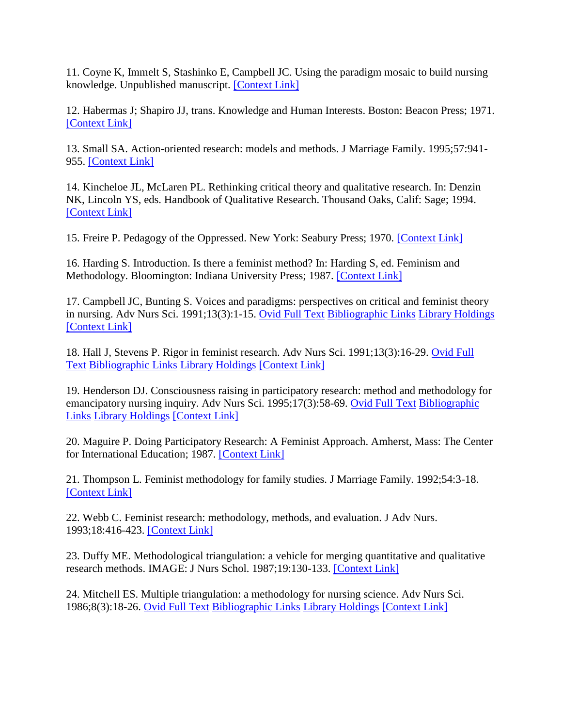11. Coyne K, Immelt S, Stashinko E, Campbell JC. Using the paradigm mosaic to build nursing knowledge. Unpublished manuscript. [Context Link]

12. Habermas J; Shapiro JJ, trans. Knowledge and Human Interests. Boston: Beacon Press; 1971. [Context Link]

13. Small SA. Action-oriented research: models and methods. J Marriage Family. 1995;57:941-955. [Context Link]

14. Kincheloe JL, McLaren PL. Rethinking critical theory and qualitative research. In: Denzin NK, Lincoln YS, eds. Handbook of Qualitative Research. Thousand Oaks, Calif: Sage; 1994. [Context Link]

15. Freire P. Pedagogy of the Oppressed. New York: Seabury Press; 1970. [Context Link]

16. Harding S. Introduction. Is there a feminist method? In: Harding S, ed. Feminism and Methodology. Bloomington: Indiana University Press; 1987. [Context Link]

17. Campbell JC, Bunting S. Voices and paradigms: perspectives on critical and feminist theory in nursing. Adv Nurs Sci. 1991;13(3):1-15. Ovid Full Text Bibliographic Links Library Holdings [Context Link]

18. Hall J, Stevens P. Rigor in feminist research. Adv Nurs Sci. 1991;13(3):16-29. Ovid Full Text Bibliographic Links Library Holdings [Context Link]

19. Henderson DJ. Consciousness raising in participatory research: method and methodology for emancipatory nursing inquiry. Adv Nurs Sci. 1995;17(3):58-69. Ovid Full Text Bibliographic Links Library Holdings [Context Link]

20. Maguire P. Doing Participatory Research: A Feminist Approach. Amherst, Mass: The Center for International Education; 1987. [Context Link]

21. Thompson L. Feminist methodology for family studies. J Marriage Family. 1992;54:3-18. [Context Link]

22. Webb C. Feminist research: methodology, methods, and evaluation. J Adv Nurs. 1993;18:416-423. [Context Link]

23. Duffy ME. Methodological triangulation: a vehicle for merging quantitative and qualitative research methods. IMAGE: J Nurs Schol. 1987;19:130-133. [Context Link]

24. Mitchell ES. Multiple triangulation: a methodology for nursing science. Adv Nurs Sci. 1986;8(3):18-26. Ovid Full Text Bibliographic Links Library Holdings [Context Link]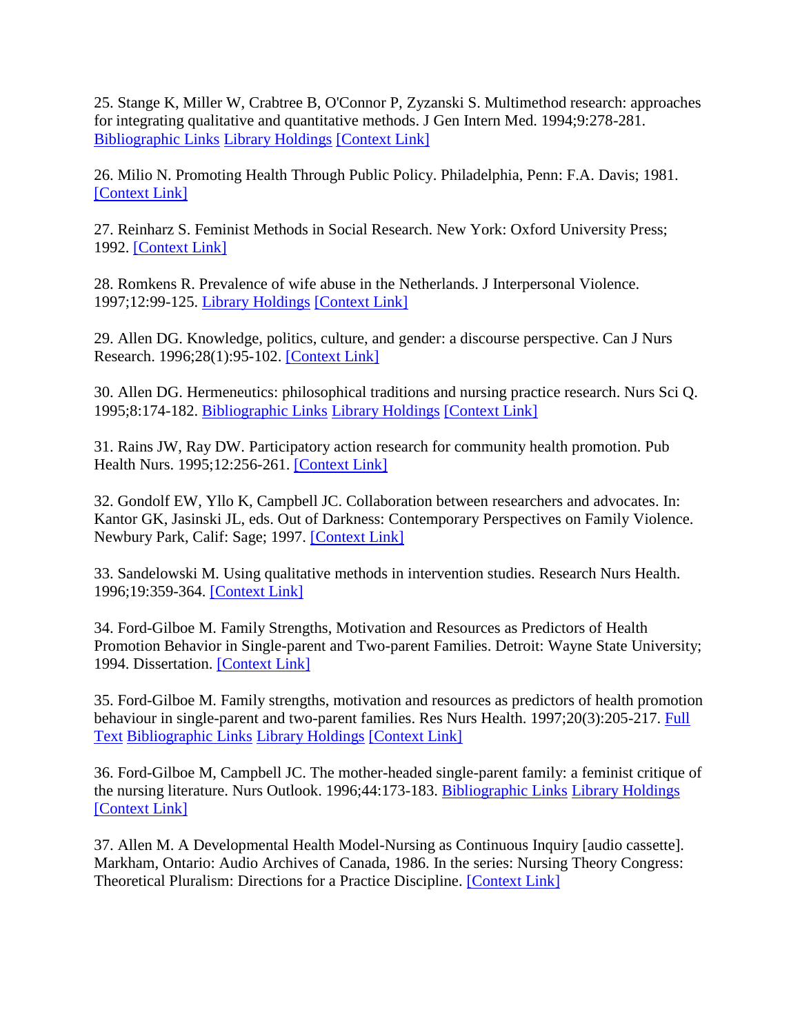25. Stange K, Miller W, Crabtree B, O'Connor P, Zyzanski S. Multimethod research: approaches for integrating qualitative and quantitative methods. J Gen Intern Med. 1994;9:278-281. Bibliographic Links Library Holdings [Context Link]

26. Milio N. Promoting Health Through Public Policy. Philadelphia, Penn: F.A. Davis; 1981. [Context Link]

27. Reinharz S. Feminist Methods in Social Research. New York: Oxford University Press; 1992. [Context Link]

28. Romkens R. Prevalence of wife abuse in the Netherlands. J Interpersonal Violence. 1997;12:99-125. Library Holdings [Context Link]

29. Allen DG. Knowledge, politics, culture, and gender: a discourse perspective. Can J Nurs Research. 1996;28(1):95-102. [Context Link]

30. Allen DG. Hermeneutics: philosophical traditions and nursing practice research. Nurs Sci Q. 1995;8:174-182. Bibliographic Links Library Holdings [Context Link]

31. Rains JW, Ray DW. Participatory action research for community health promotion. Pub Health Nurs. 1995;12:256-261. [Context Link]

32. Gondolf EW, Yllo K, Campbell JC. Collaboration between researchers and advocates. In: Kantor GK, Jasinski JL, eds. Out of Darkness: Contemporary Perspectives on Family Violence. Newbury Park, Calif: Sage; 1997. [Context Link]

33. Sandelowski M. Using qualitative methods in intervention studies. Research Nurs Health. 1996;19:359-364. [Context Link]

34. Ford-Gilboe M. Family Strengths, Motivation and Resources as Predictors of Health Promotion Behavior in Single-parent and Two-parent Families. Detroit: Wayne State University; 1994. Dissertation. [Context Link]

35. Ford-Gilboe M. Family strengths, motivation and resources as predictors of health promotion behaviour in single-parent and two-parent families. Res Nurs Health. 1997;20(3):205-217. Full Text Bibliographic Links Library Holdings [Context Link]

36. Ford-Gilboe M, Campbell JC. The mother-headed single-parent family: a feminist critique of the nursing literature. Nurs Outlook. 1996;44:173-183. Bibliographic Links Library Holdings [Context Link]

37. Allen M. A Developmental Health Model-Nursing as Continuous Inquiry [audio cassette]. Markham, Ontario: Audio Archives of Canada, 1986. In the series: Nursing Theory Congress: Theoretical Pluralism: Directions for a Practice Discipline. [Context Link]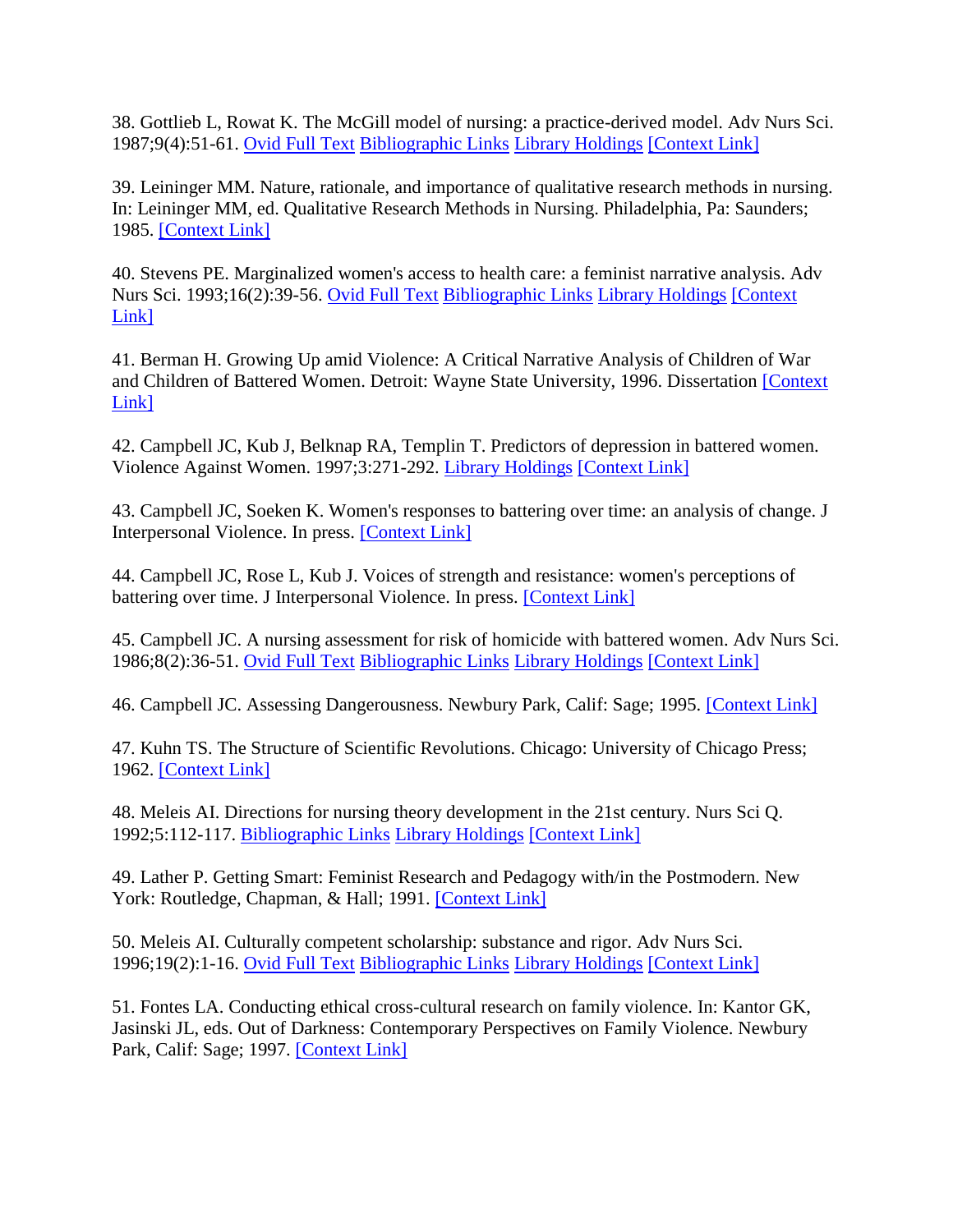38. Gottlieb L, Rowat K. The McGill model of nursing: a practice-derived model. Adv Nurs Sci. 1987;9(4):51-61. Ovid Full Text Bibliographic Links Library Holdings [Context Link]

39. Leininger MM. Nature, rationale, and importance of qualitative research methods in nursing. In: Leininger MM, ed. Qualitative Research Methods in Nursing. Philadelphia, Pa: Saunders; 1985. [Context Link]

40. Stevens PE. Marginalized women's access to health care: a feminist narrative analysis. Adv Nurs Sci. 1993;16(2):39-56. Ovid Full Text Bibliographic Links Library Holdings [Context Link]

41. Berman H. Growing Up amid Violence: A Critical Narrative Analysis of Children of War and Children of Battered Women. Detroit: Wayne State University, 1996. Dissertation [Context Link]

42. Campbell JC, Kub J, Belknap RA, Templin T. Predictors of depression in battered women. Violence Against Women. 1997;3:271-292. Library Holdings [Context Link]

43. Campbell JC, Soeken K. Women's responses to battering over time: an analysis of change. J Interpersonal Violence. In press. [Context Link]

44. Campbell JC, Rose L, Kub J. Voices of strength and resistance: women's perceptions of battering over time. J Interpersonal Violence. In press. [Context Link]

45. Campbell JC. A nursing assessment for risk of homicide with battered women. Adv Nurs Sci. 1986;8(2):36-51. Ovid Full Text Bibliographic Links Library Holdings [Context Link]

46. Campbell JC. Assessing Dangerousness. Newbury Park, Calif: Sage; 1995. [Context Link]

47. Kuhn TS. The Structure of Scientific Revolutions. Chicago: University of Chicago Press; 1962. [Context Link]

48. Meleis AI. Directions for nursing theory development in the 21st century. Nurs Sci Q. 1992;5:112-117. Bibliographic Links Library Holdings [Context Link]

49. Lather P. Getting Smart: Feminist Research and Pedagogy with/in the Postmodern. New York: Routledge, Chapman, & Hall; 1991. [Context Link]

50. Meleis AI. Culturally competent scholarship: substance and rigor. Adv Nurs Sci. 1996;19(2):1-16. Ovid Full Text Bibliographic Links Library Holdings [Context Link]

51. Fontes LA. Conducting ethical cross-cultural research on family violence. In: Kantor GK, Jasinski JL, eds. Out of Darkness: Contemporary Perspectives on Family Violence. Newbury Park, Calif: Sage; 1997. [Context Link]